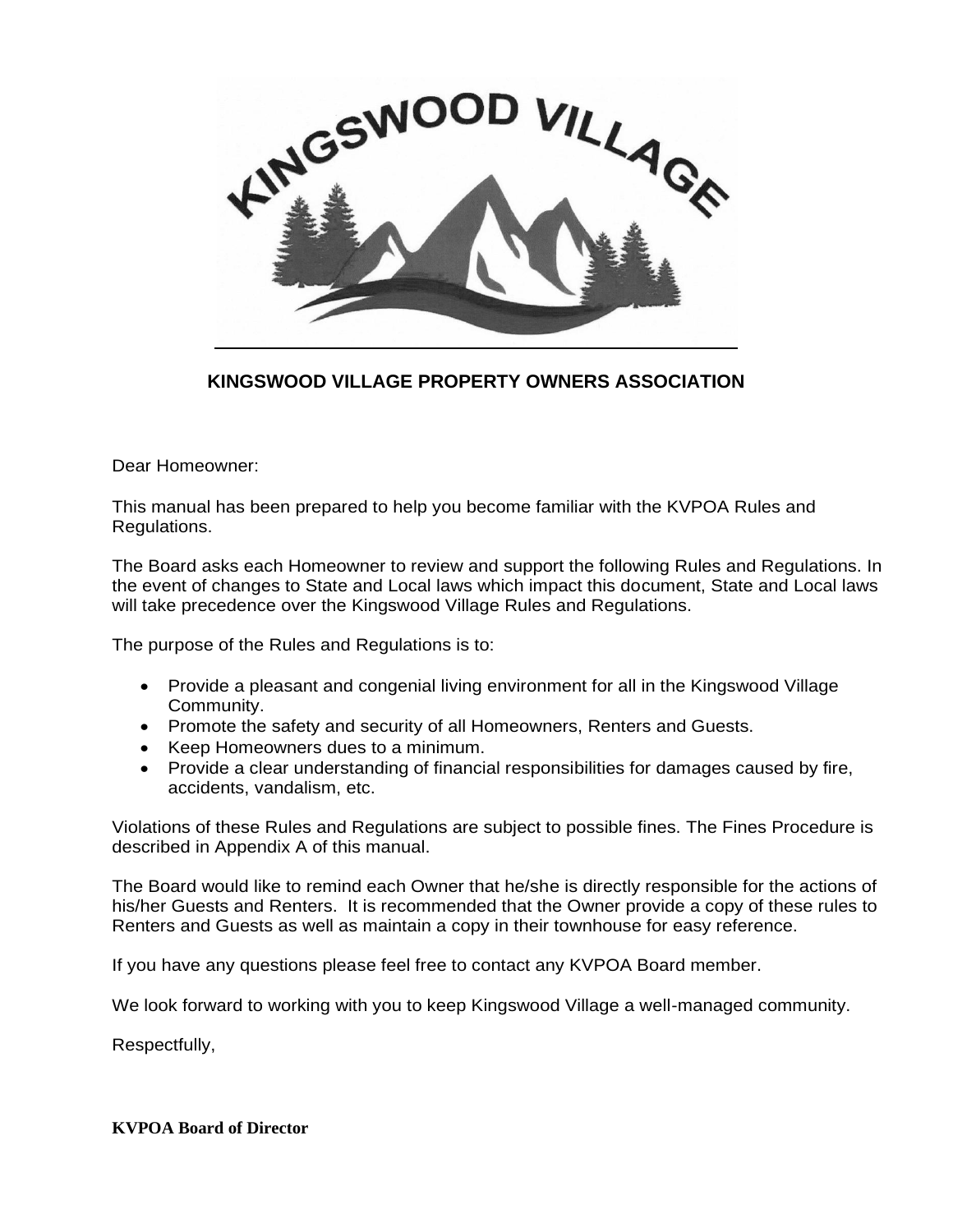# KINGSWOOD VILLAGE PROPERTY OWNERS ASSOCIATION

Dear Homeowner:

This manual has been prepared to help you become familiar with the KVPOA Rules and Regulations.

The Board asks each Homeowner to review and support the following Rules and Regulations. In the event of changes to State and Local laws which impact this document, State and Local laws will take precedence over the Kingswood Village Rules and Regulations.

The purpose of the Rules and Regulations is to:

- Provide a pleasant and congenial living environment for all in the Kingswood Village Community.
- Promote the safety and security of all Homeowners, Renters and Guests.
- Keep Homeowners dues to a minimum.
- Provide a clear understanding of financial responsibilities for damages caused by fire, accidents, vandalism, etc.

Violations of these Rules and Regulations are subject to possible fines. The Fines Procedure is described in Appendix A of this manual.

The Board would like to remind each Owner that he/she is directly responsible for the actions of his/her Guests and Renters. It is recommended that the Owner provide a copy of these rules to Renters and Guests as well as maintain a copy in their townhouse for easy reference.

If you have any questions please feel free to contact any KVPOA Board member.

We look forward to working with you to keep Kingswood Village a well-managed community.

Respectfully,

**KVPOA Board of Director**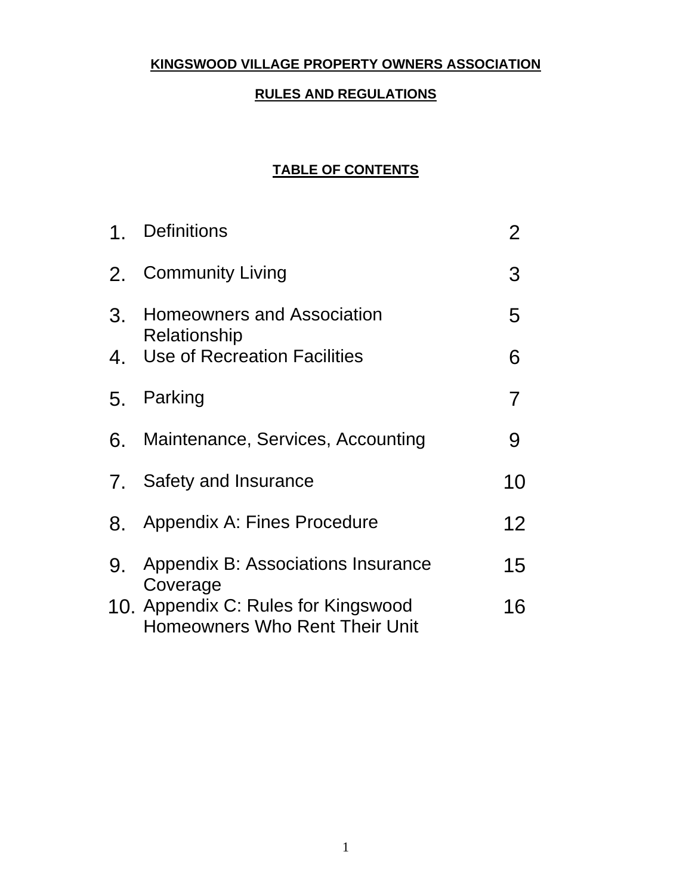**KINGSWOOD VILLAGE PROPERTY OWNERS ASSOCIATION**

**RULES AND REGULATIONS**

**TABLE OF CONTENTS**

| | | |
|---|---|---|
| 1. | Definitions | 2 |
| 2. | Community Living | 3 |
| 3. | Homeowners and Association Relationship | 5 |
| 4. | Use of Recreation Facilities | 6 |
| 5. | Parking | 7 |
| 6. | Maintenance, Services, Accounting | 9 |
| 7. | Safety and Insurance | 10 |
| 8. | Appendix A: Fines Procedure | 12 |
| 9. | Appendix B: Associations Insurance Coverage | 15 |
| 10. | Appendix C: Rules for Kingswood Homeowners Who Rent Their Unit | 16 |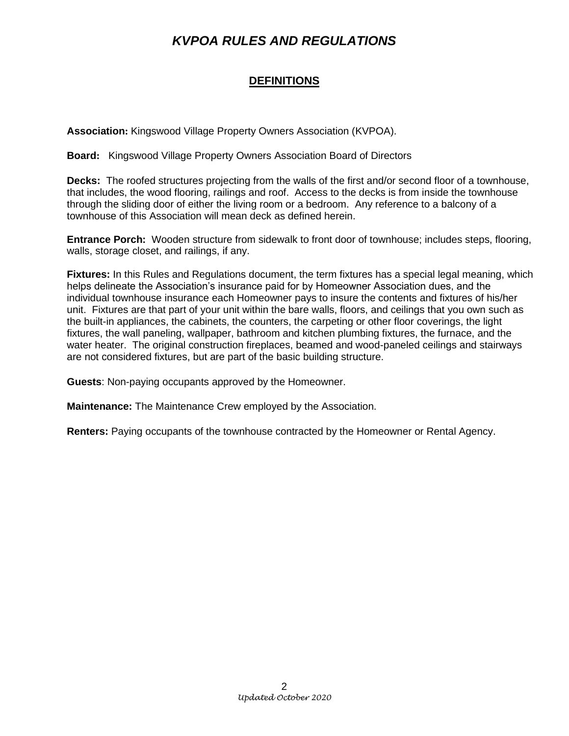# *KVPOA RULES AND REGULATIONS*

## DEFINITIONS

**Association:** Kingswood Village Property Owners Association (KVPOA).

**Board:** Kingswood Village Property Owners Association Board of Directors

**Decks:** The roofed structures projecting from the walls of the first and/or second floor of a townhouse, that includes, the wood flooring, railings and roof. Access to the decks is from inside the townhouse through the sliding door of either the living room or a bedroom. Any reference to a balcony of a townhouse of this Association will mean deck as defined herein.

**Entrance Porch:** Wooden structure from sidewalk to front door of townhouse; includes steps, flooring, walls, storage closet, and railings, if any.

**Fixtures:** In this Rules and Regulations document, the term fixtures has a special legal meaning, which helps delineate the Association's insurance paid for by Homeowner Association dues, and the individual townhouse insurance each Homeowner pays to insure the contents and fixtures of his/her unit. Fixtures are that part of your unit within the bare walls, floors, and ceilings that you own such as the built-in appliances, the cabinets, the counters, the carpeting or other floor coverings, the light fixtures, the wall paneling, wallpaper, bathroom and kitchen plumbing fixtures, the furnace, and the water heater. The original construction fireplaces, beamed and wood-paneled ceilings and stairways are not considered fixtures, but are part of the basic building structure.

**Guests**: Non-paying occupants approved by the Homeowner.

**Maintenance:** The Maintenance Crew employed by the Association.

**Renters:** Paying occupants of the townhouse contracted by the Homeowner or Rental Agency.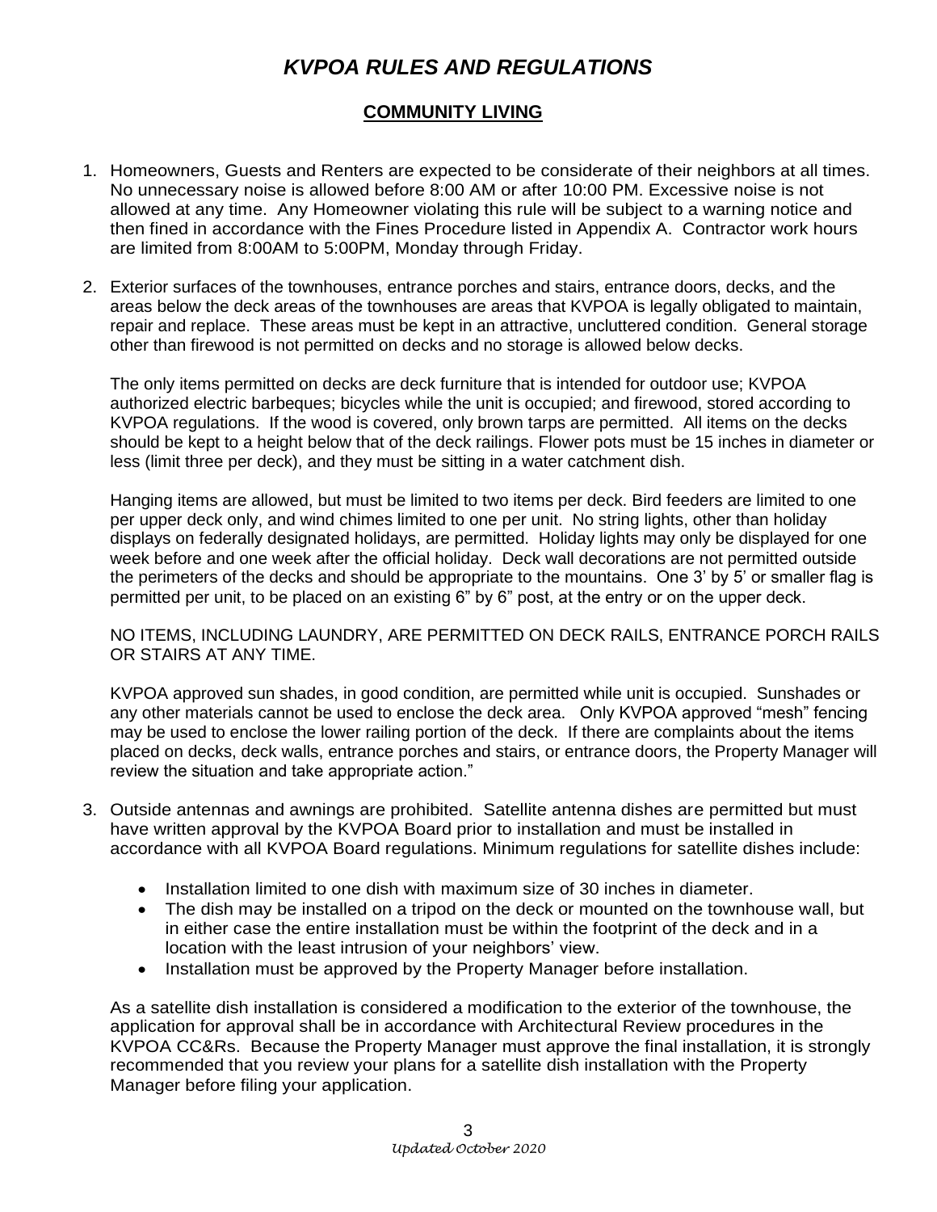# *KVPOA RULES AND REGULATIONS*

## COMMUNITY LIVING

1. Homeowners, Guests and Renters are expected to be considerate of their neighbors at all times. No unnecessary noise is allowed before 8:00 AM or after 10:00 PM. Excessive noise is not allowed at any time. Any Homeowner violating this rule will be subject to a warning notice and then fined in accordance with the Fines Procedure listed in Appendix A. Contractor work hours are limited from 8:00AM to 5:00PM, Monday through Friday.

2. Exterior surfaces of the townhouses, entrance porches and stairs, entrance doors, decks, and the areas below the deck areas of the townhouses are areas that KVPOA is legally obligated to maintain, repair and replace. These areas must be kept in an attractive, uncluttered condition. General storage other than firewood is not permitted on decks and no storage is allowed below decks.

   The only items permitted on decks are deck furniture that is intended for outdoor use; KVPOA authorized electric barbeques; bicycles while the unit is occupied; and firewood, stored according to KVPOA regulations. If the wood is covered, only brown tarps are permitted. All items on the decks should be kept to a height below that of the deck railings. Flower pots must be 15 inches in diameter or less (limit three per deck), and they must be sitting in a water catchment dish.

   Hanging items are allowed, but must be limited to two items per deck. Bird feeders are limited to one per upper deck only, and wind chimes limited to one per unit. No string lights, other than holiday displays on federally designated holidays, are permitted. Holiday lights may only be displayed for one week before and one week after the official holiday. Deck wall decorations are not permitted outside the perimeters of the decks and should be appropriate to the mountains. One 3' by 5' or smaller flag is permitted per unit, to be placed on an existing 6" by 6" post, at the entry or on the upper deck.

   NO ITEMS, INCLUDING LAUNDRY, ARE PERMITTED ON DECK RAILS, ENTRANCE PORCH RAILS OR STAIRS AT ANY TIME.

   KVPOA approved sun shades, in good condition, are permitted while unit is occupied. Sunshades or any other materials cannot be used to enclose the deck area. Only KVPOA approved "mesh" fencing may be used to enclose the lower railing portion of the deck. If there are complaints about the items placed on decks, deck walls, entrance porches and stairs, or entrance doors, the Property Manager will review the situation and take appropriate action."

3. Outside antennas and awnings are prohibited. Satellite antenna dishes are permitted but must have written approval by the KVPOA Board prior to installation and must be installed in accordance with all KVPOA Board regulations. Minimum regulations for satellite dishes include:

   - Installation limited to one dish with maximum size of 30 inches in diameter.
   - The dish may be installed on a tripod on the deck or mounted on the townhouse wall, but in either case the entire installation must be within the footprint of the deck and in a location with the least intrusion of your neighbors' view.
   - Installation must be approved by the Property Manager before installation.

   As a satellite dish installation is considered a modification to the exterior of the townhouse, the application for approval shall be in accordance with Architectural Review procedures in the KVPOA CC&Rs. Because the Property Manager must approve the final installation, it is strongly recommended that you review your plans for a satellite dish installation with the Property Manager before filing your application.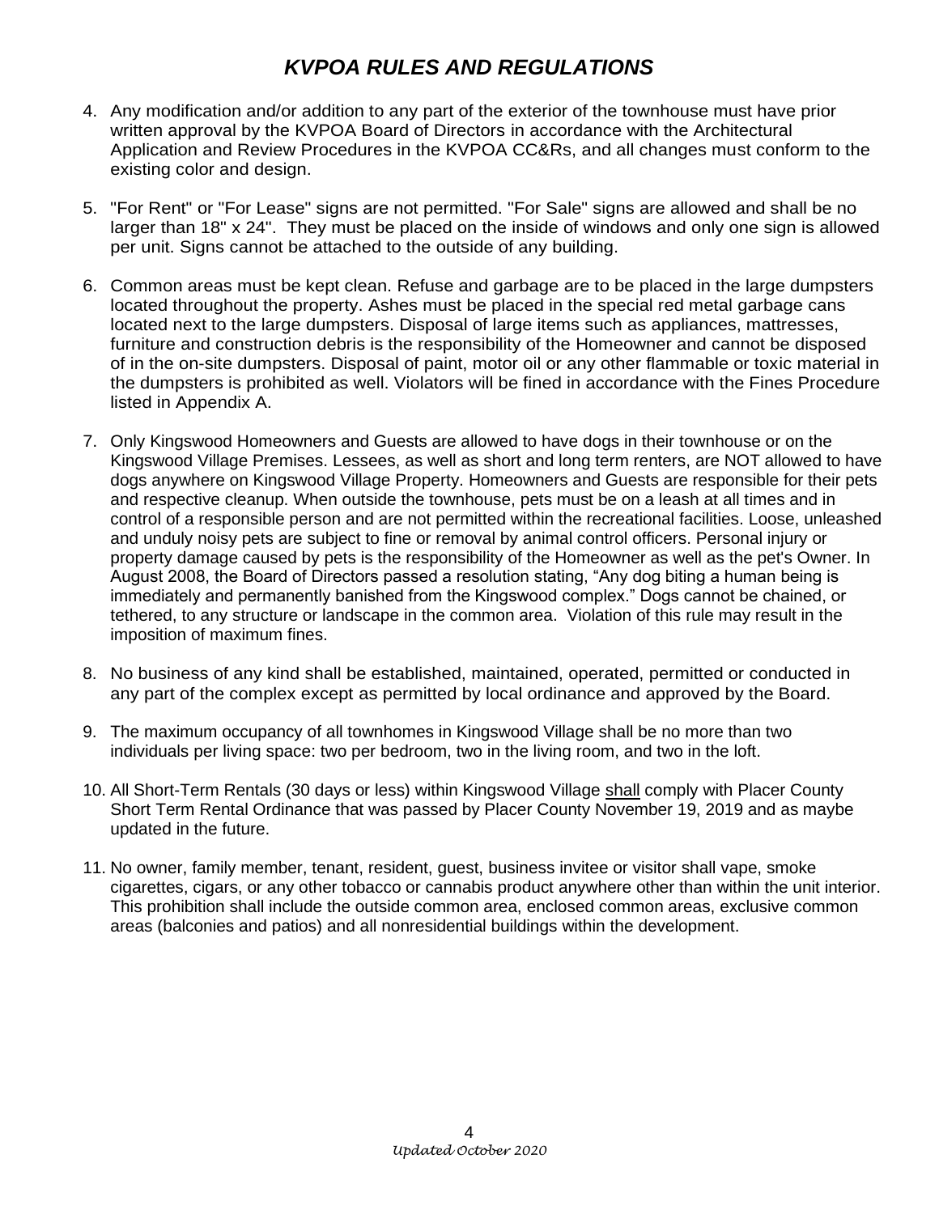# *KVPOA RULES AND REGULATIONS*

4. Any modification and/or addition to any part of the exterior of the townhouse must have prior written approval by the KVPOA Board of Directors in accordance with the Architectural Application and Review Procedures in the KVPOA CC&Rs, and all changes must conform to the existing color and design.

5. "For Rent" or "For Lease" signs are not permitted. "For Sale" signs are allowed and shall be no larger than 18" x 24". They must be placed on the inside of windows and only one sign is allowed per unit. Signs cannot be attached to the outside of any building.

6. Common areas must be kept clean. Refuse and garbage are to be placed in the large dumpsters located throughout the property. Ashes must be placed in the special red metal garbage cans located next to the large dumpsters. Disposal of large items such as appliances, mattresses, furniture and construction debris is the responsibility of the Homeowner and cannot be disposed of in the on-site dumpsters. Disposal of paint, motor oil or any other flammable or toxic material in the dumpsters is prohibited as well. Violators will be fined in accordance with the Fines Procedure listed in Appendix A.

7. Only Kingswood Homeowners and Guests are allowed to have dogs in their townhouse or on the Kingswood Village Premises. Lessees, as well as short and long term renters, are NOT allowed to have dogs anywhere on Kingswood Village Property. Homeowners and Guests are responsible for their pets and respective cleanup. When outside the townhouse, pets must be on a leash at all times and in control of a responsible person and are not permitted within the recreational facilities. Loose, unleashed and unduly noisy pets are subject to fine or removal by animal control officers. Personal injury or property damage caused by pets is the responsibility of the Homeowner as well as the pet's Owner. In August 2008, the Board of Directors passed a resolution stating, "Any dog biting a human being is immediately and permanently banished from the Kingswood complex." Dogs cannot be chained, or tethered, to any structure or landscape in the common area. Violation of this rule may result in the imposition of maximum fines.

8. No business of any kind shall be established, maintained, operated, permitted or conducted in any part of the complex except as permitted by local ordinance and approved by the Board.

9. The maximum occupancy of all townhomes in Kingswood Village shall be no more than two individuals per living space: two per bedroom, two in the living room, and two in the loft.

10. All Short-Term Rentals (30 days or less) within Kingswood Village <u>shall</u> comply with Placer County Short Term Rental Ordinance that was passed by Placer County November 19, 2019 and as maybe updated in the future.

11. No owner, family member, tenant, resident, guest, business invitee or visitor shall vape, smoke cigarettes, cigars, or any other tobacco or cannabis product anywhere other than within the unit interior. This prohibition shall include the outside common area, enclosed common areas, exclusive common areas (balconies and patios) and all nonresidential buildings within the development.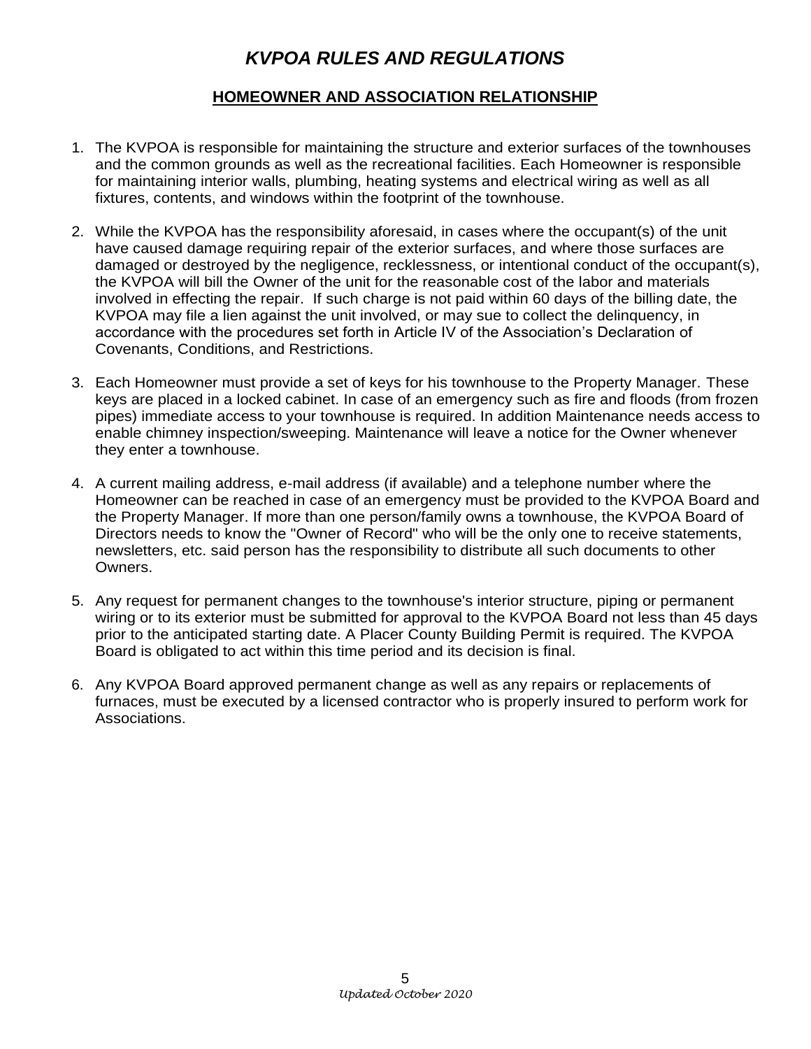# *KVPOA RULES AND REGULATIONS*

## HOMEOWNER AND ASSOCIATION RELATIONSHIP

1. The KVPOA is responsible for maintaining the structure and exterior surfaces of the townhouses and the common grounds as well as the recreational facilities. Each Homeowner is responsible for maintaining interior walls, plumbing, heating systems and electrical wiring as well as all fixtures, contents, and windows within the footprint of the townhouse.

2. While the KVPOA has the responsibility aforesaid, in cases where the occupant(s) of the unit have caused damage requiring repair of the exterior surfaces, and where those surfaces are damaged or destroyed by the negligence, recklessness, or intentional conduct of the occupant(s), the KVPOA will bill the Owner of the unit for the reasonable cost of the labor and materials involved in effecting the repair. If such charge is not paid within 60 days of the billing date, the KVPOA may file a lien against the unit involved, or may sue to collect the delinquency, in accordance with the procedures set forth in Article IV of the Association's Declaration of Covenants, Conditions, and Restrictions.

3. Each Homeowner must provide a set of keys for his townhouse to the Property Manager. These keys are placed in a locked cabinet. In case of an emergency such as fire and floods (from frozen pipes) immediate access to your townhouse is required. In addition Maintenance needs access to enable chimney inspection/sweeping. Maintenance will leave a notice for the Owner whenever they enter a townhouse.

4. A current mailing address, e-mail address (if available) and a telephone number where the Homeowner can be reached in case of an emergency must be provided to the KVPOA Board and the Property Manager. If more than one person/family owns a townhouse, the KVPOA Board of Directors needs to know the "Owner of Record" who will be the only one to receive statements, newsletters, etc. said person has the responsibility to distribute all such documents to other Owners.

5. Any request for permanent changes to the townhouse's interior structure, piping or permanent wiring or to its exterior must be submitted for approval to the KVPOA Board not less than 45 days prior to the anticipated starting date. A Placer County Building Permit is required. The KVPOA Board is obligated to act within this time period and its decision is final.

6. Any KVPOA Board approved permanent change as well as any repairs or replacements of furnaces, must be executed by a licensed contractor who is properly insured to perform work for Associations.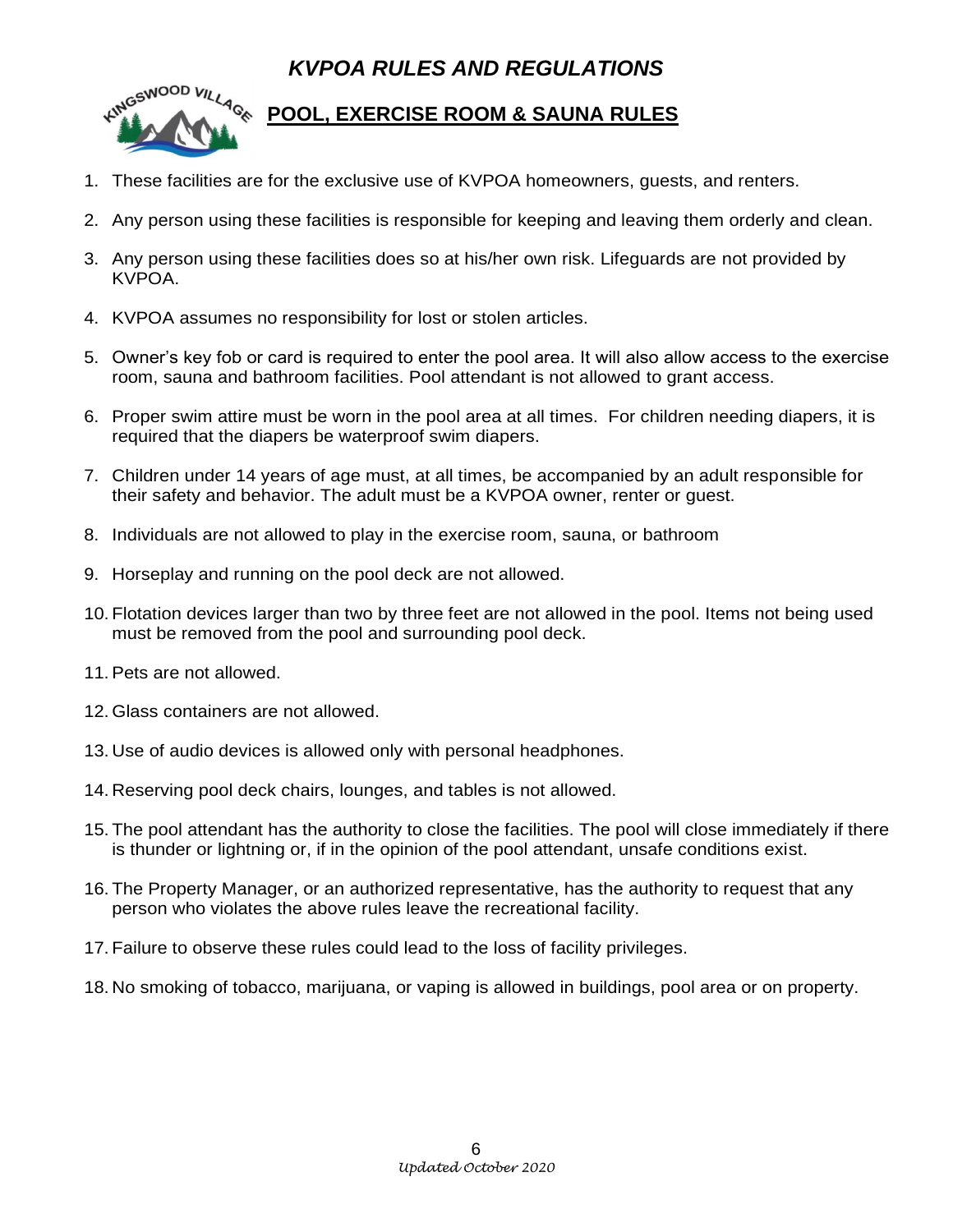# *KVPOA RULES AND REGULATIONS*

## POOL, EXERCISE ROOM & SAUNA RULES

1. These facilities are for the exclusive use of KVPOA homeowners, guests, and renters.
2. Any person using these facilities is responsible for keeping and leaving them orderly and clean.
3. Any person using these facilities does so at his/her own risk. Lifeguards are not provided by KVPOA.
4. KVPOA assumes no responsibility for lost or stolen articles.
5. Owner's key fob or card is required to enter the pool area. It will also allow access to the exercise room, sauna and bathroom facilities. Pool attendant is not allowed to grant access.
6. Proper swim attire must be worn in the pool area at all times. For children needing diapers, it is required that the diapers be waterproof swim diapers.
7. Children under 14 years of age must, at all times, be accompanied by an adult responsible for their safety and behavior. The adult must be a KVPOA owner, renter or guest.
8. Individuals are not allowed to play in the exercise room, sauna, or bathroom
9. Horseplay and running on the pool deck are not allowed.
10. Flotation devices larger than two by three feet are not allowed in the pool. Items not being used must be removed from the pool and surrounding pool deck.
11. Pets are not allowed.
12. Glass containers are not allowed.
13. Use of audio devices is allowed only with personal headphones.
14. Reserving pool deck chairs, lounges, and tables is not allowed.
15. The pool attendant has the authority to close the facilities. The pool will close immediately if there is thunder or lightning or, if in the opinion of the pool attendant, unsafe conditions exist.
16. The Property Manager, or an authorized representative, has the authority to request that any person who violates the above rules leave the recreational facility.
17. Failure to observe these rules could lead to the loss of facility privileges.
18. No smoking of tobacco, marijuana, or vaping is allowed in buildings, pool area or on property.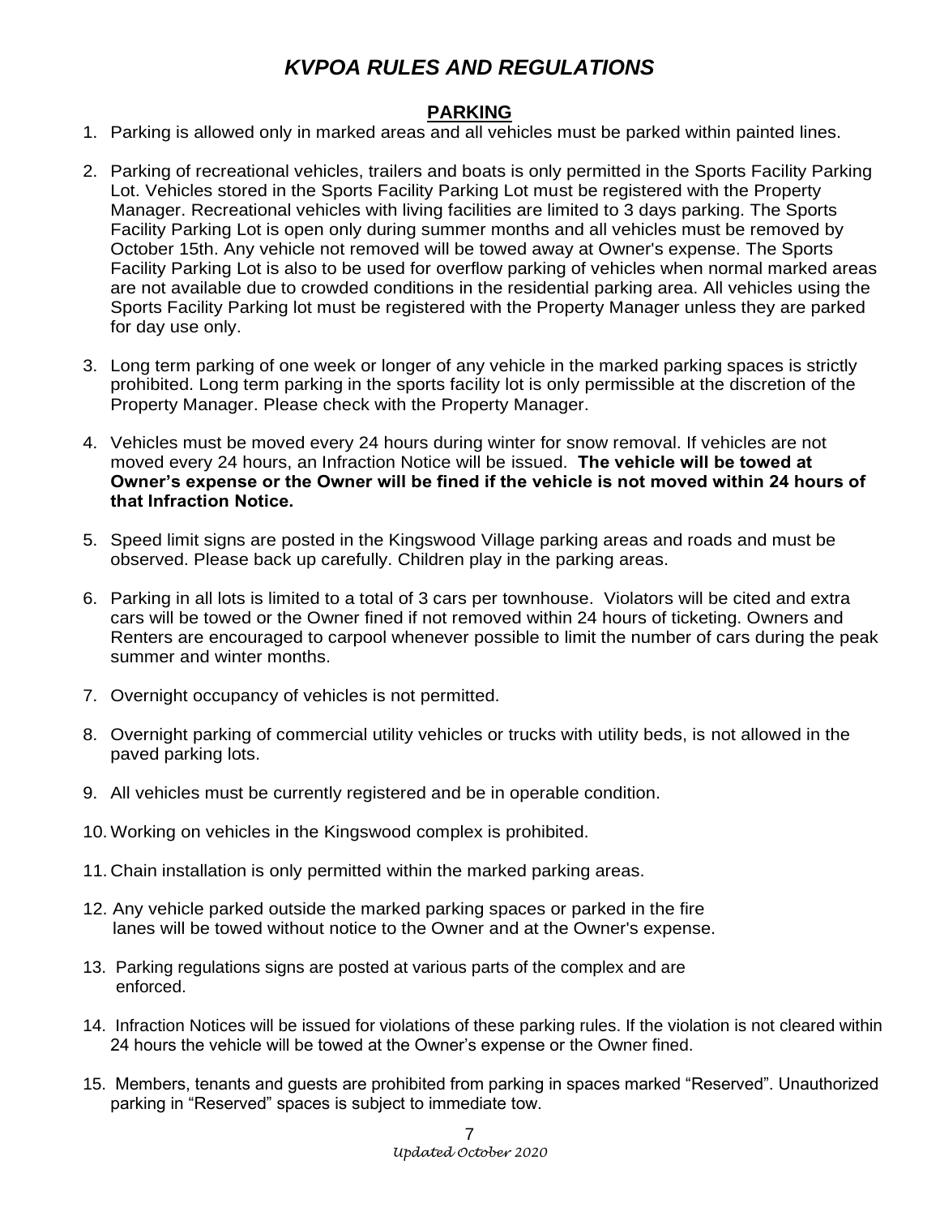# *KVPOA RULES AND REGULATIONS*

## PARKING

1. Parking is allowed only in marked areas and all vehicles must be parked within painted lines.

2. Parking of recreational vehicles, trailers and boats is only permitted in the Sports Facility Parking Lot. Vehicles stored in the Sports Facility Parking Lot must be registered with the Property Manager. Recreational vehicles with living facilities are limited to 3 days parking. The Sports Facility Parking Lot is open only during summer months and all vehicles must be removed by October 15th. Any vehicle not removed will be towed away at Owner's expense. The Sports Facility Parking Lot is also to be used for overflow parking of vehicles when normal marked areas are not available due to crowded conditions in the residential parking area. All vehicles using the Sports Facility Parking lot must be registered with the Property Manager unless they are parked for day use only.

3. Long term parking of one week or longer of any vehicle in the marked parking spaces is strictly prohibited. Long term parking in the sports facility lot is only permissible at the discretion of the Property Manager. Please check with the Property Manager.

4. Vehicles must be moved every 24 hours during winter for snow removal. If vehicles are not moved every 24 hours, an Infraction Notice will be issued. **The vehicle will be towed at Owner's expense or the Owner will be fined if the vehicle is not moved within 24 hours of that Infraction Notice.**

5. Speed limit signs are posted in the Kingswood Village parking areas and roads and must be observed. Please back up carefully. Children play in the parking areas.

6. Parking in all lots is limited to a total of 3 cars per townhouse. Violators will be cited and extra cars will be towed or the Owner fined if not removed within 24 hours of ticketing. Owners and Renters are encouraged to carpool whenever possible to limit the number of cars during the peak summer and winter months.

7. Overnight occupancy of vehicles is not permitted.

8. Overnight parking of commercial utility vehicles or trucks with utility beds, is not allowed in the paved parking lots.

9. All vehicles must be currently registered and be in operable condition.

10. Working on vehicles in the Kingswood complex is prohibited.

11. Chain installation is only permitted within the marked parking areas.

12. Any vehicle parked outside the marked parking spaces or parked in the fire lanes will be towed without notice to the Owner and at the Owner's expense.

13. Parking regulations signs are posted at various parts of the complex and are enforced.

14. Infraction Notices will be issued for violations of these parking rules. If the violation is not cleared within 24 hours the vehicle will be towed at the Owner's expense or the Owner fined.

15. Members, tenants and guests are prohibited from parking in spaces marked "Reserved". Unauthorized parking in "Reserved" spaces is subject to immediate tow.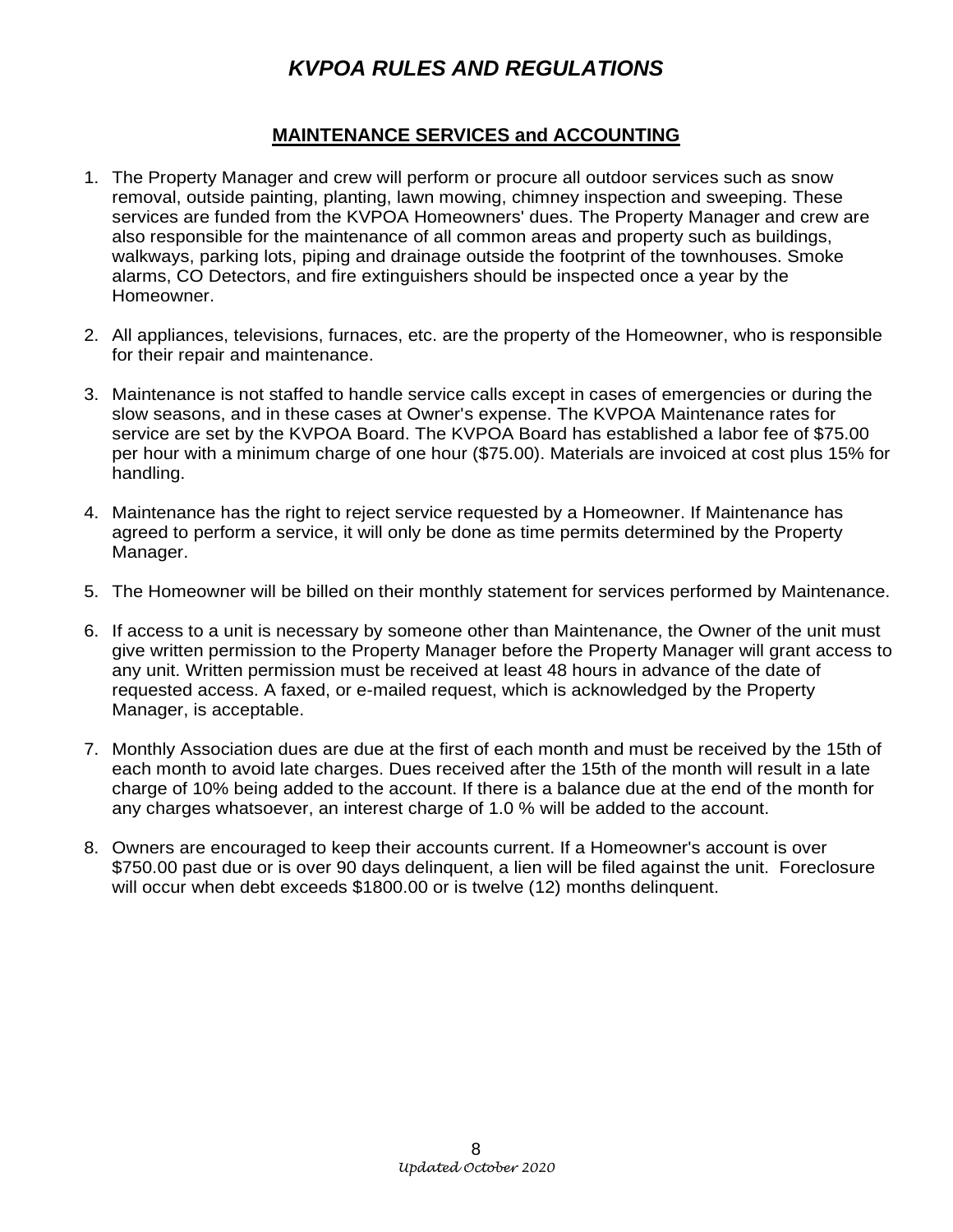# *KVPOA RULES AND REGULATIONS*

## MAINTENANCE SERVICES and ACCOUNTING

1. The Property Manager and crew will perform or procure all outdoor services such as snow removal, outside painting, planting, lawn mowing, chimney inspection and sweeping. These services are funded from the KVPOA Homeowners' dues. The Property Manager and crew are also responsible for the maintenance of all common areas and property such as buildings, walkways, parking lots, piping and drainage outside the footprint of the townhouses. Smoke alarms, CO Detectors, and fire extinguishers should be inspected once a year by the Homeowner.

2. All appliances, televisions, furnaces, etc. are the property of the Homeowner, who is responsible for their repair and maintenance.

3. Maintenance is not staffed to handle service calls except in cases of emergencies or during the slow seasons, and in these cases at Owner's expense. The KVPOA Maintenance rates for service are set by the KVPOA Board. The KVPOA Board has established a labor fee of $75.00 per hour with a minimum charge of one hour ($75.00). Materials are invoiced at cost plus 15% for handling.

4. Maintenance has the right to reject service requested by a Homeowner. If Maintenance has agreed to perform a service, it will only be done as time permits determined by the Property Manager.

5. The Homeowner will be billed on their monthly statement for services performed by Maintenance.

6. If access to a unit is necessary by someone other than Maintenance, the Owner of the unit must give written permission to the Property Manager before the Property Manager will grant access to any unit. Written permission must be received at least 48 hours in advance of the date of requested access. A faxed, or e-mailed request, which is acknowledged by the Property Manager, is acceptable.

7. Monthly Association dues are due at the first of each month and must be received by the 15th of each month to avoid late charges. Dues received after the 15th of the month will result in a late charge of 10% being added to the account. If there is a balance due at the end of the month for any charges whatsoever, an interest charge of 1.0 % will be added to the account.

8. Owners are encouraged to keep their accounts current. If a Homeowner's account is over $750.00 past due or is over 90 days delinquent, a lien will be filed against the unit. Foreclosure will occur when debt exceeds $1800.00 or is twelve (12) months delinquent.

*Updated October 2020*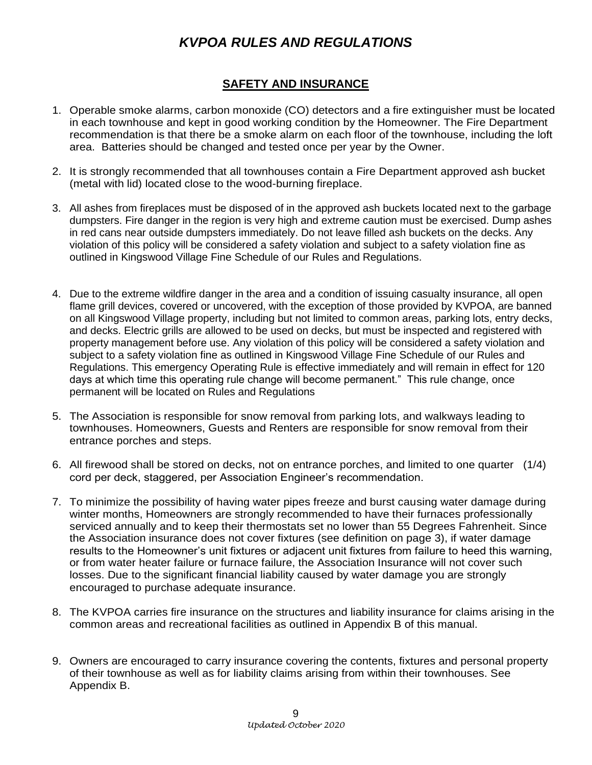# *KVPOA RULES AND REGULATIONS*

## SAFETY AND INSURANCE

1. Operable smoke alarms, carbon monoxide (CO) detectors and a fire extinguisher must be located in each townhouse and kept in good working condition by the Homeowner. The Fire Department recommendation is that there be a smoke alarm on each floor of the townhouse, including the loft area. Batteries should be changed and tested once per year by the Owner.

2. It is strongly recommended that all townhouses contain a Fire Department approved ash bucket (metal with lid) located close to the wood-burning fireplace.

3. All ashes from fireplaces must be disposed of in the approved ash buckets located next to the garbage dumpsters. Fire danger in the region is very high and extreme caution must be exercised. Dump ashes in red cans near outside dumpsters immediately. Do not leave filled ash buckets on the decks. Any violation of this policy will be considered a safety violation and subject to a safety violation fine as outlined in Kingswood Village Fine Schedule of our Rules and Regulations.

4. Due to the extreme wildfire danger in the area and a condition of issuing casualty insurance, all open flame grill devices, covered or uncovered, with the exception of those provided by KVPOA, are banned on all Kingswood Village property, including but not limited to common areas, parking lots, entry decks, and decks. Electric grills are allowed to be used on decks, but must be inspected and registered with property management before use. Any violation of this policy will be considered a safety violation and subject to a safety violation fine as outlined in Kingswood Village Fine Schedule of our Rules and Regulations. This emergency Operating Rule is effective immediately and will remain in effect for 120 days at which time this operating rule change will become permanent." This rule change, once permanent will be located on Rules and Regulations

5. The Association is responsible for snow removal from parking lots, and walkways leading to townhouses. Homeowners, Guests and Renters are responsible for snow removal from their entrance porches and steps.

6. All firewood shall be stored on decks, not on entrance porches, and limited to one quarter (1/4) cord per deck, staggered, per Association Engineer's recommendation.

7. To minimize the possibility of having water pipes freeze and burst causing water damage during winter months, Homeowners are strongly recommended to have their furnaces professionally serviced annually and to keep their thermostats set no lower than 55 Degrees Fahrenheit. Since the Association insurance does not cover fixtures (see definition on page 3), if water damage results to the Homeowner's unit fixtures or adjacent unit fixtures from failure to heed this warning, or from water heater failure or furnace failure, the Association Insurance will not cover such losses. Due to the significant financial liability caused by water damage you are strongly encouraged to purchase adequate insurance.

8. The KVPOA carries fire insurance on the structures and liability insurance for claims arising in the common areas and recreational facilities as outlined in Appendix B of this manual.

9. Owners are encouraged to carry insurance covering the contents, fixtures and personal property of their townhouse as well as for liability claims arising from within their townhouses. See Appendix B.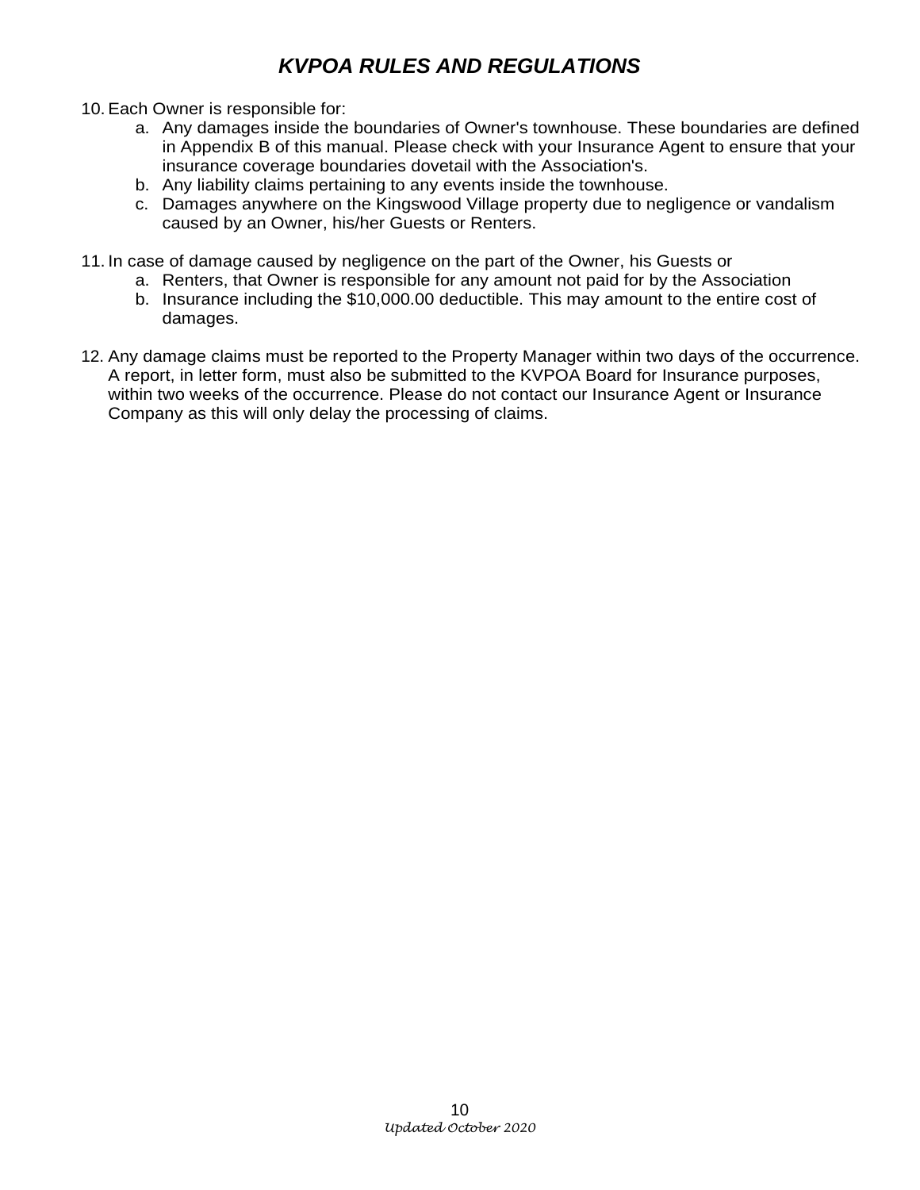# *KVPOA RULES AND REGULATIONS*

10. Each Owner is responsible for:
    a. Any damages inside the boundaries of Owner's townhouse. These boundaries are defined in Appendix B of this manual. Please check with your Insurance Agent to ensure that your insurance coverage boundaries dovetail with the Association's.
    b. Any liability claims pertaining to any events inside the townhouse.
    c. Damages anywhere on the Kingswood Village property due to negligence or vandalism caused by an Owner, his/her Guests or Renters.

11. In case of damage caused by negligence on the part of the Owner, his Guests or
    a. Renters, that Owner is responsible for any amount not paid for by the Association
    b. Insurance including the $10,000.00 deductible. This may amount to the entire cost of damages.

12. Any damage claims must be reported to the Property Manager within two days of the occurrence. A report, in letter form, must also be submitted to the KVPOA Board for Insurance purposes, within two weeks of the occurrence. Please do not contact our Insurance Agent or Insurance Company as this will only delay the processing of claims.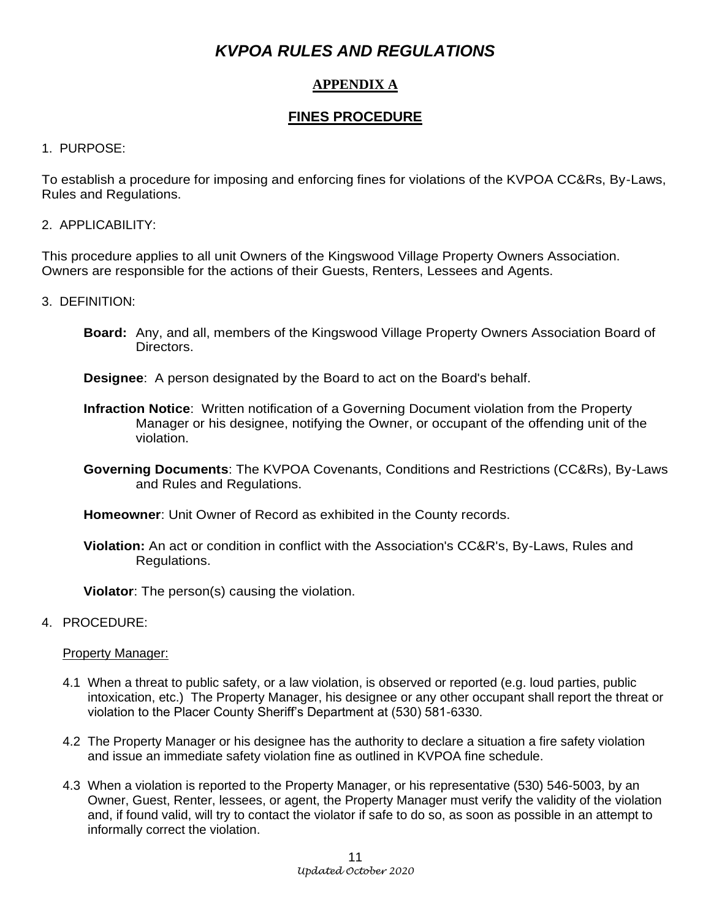# *KVPOA RULES AND REGULATIONS*

## APPENDIX A

## FINES PROCEDURE

1. PURPOSE:

To establish a procedure for imposing and enforcing fines for violations of the KVPOA CC&Rs, By-Laws, Rules and Regulations.

2. APPLICABILITY:

This procedure applies to all unit Owners of the Kingswood Village Property Owners Association. Owners are responsible for the actions of their Guests, Renters, Lessees and Agents.

3. DEFINITION:

**Board:** Any, and all, members of the Kingswood Village Property Owners Association Board of Directors.

**Designee**: A person designated by the Board to act on the Board's behalf.

**Infraction Notice**: Written notification of a Governing Document violation from the Property Manager or his designee, notifying the Owner, or occupant of the offending unit of the violation.

**Governing Documents**: The KVPOA Covenants, Conditions and Restrictions (CC&Rs), By-Laws and Rules and Regulations.

**Homeowner**: Unit Owner of Record as exhibited in the County records.

**Violation:** An act or condition in conflict with the Association's CC&R's, By-Laws, Rules and Regulations.

**Violator**: The person(s) causing the violation.

4. PROCEDURE:

Property Manager:

4.1 When a threat to public safety, or a law violation, is observed or reported (e.g. loud parties, public intoxication, etc.) The Property Manager, his designee or any other occupant shall report the threat or violation to the Placer County Sheriff's Department at (530) 581-6330.

4.2 The Property Manager or his designee has the authority to declare a situation a fire safety violation and issue an immediate safety violation fine as outlined in KVPOA fine schedule.

4.3 When a violation is reported to the Property Manager, or his representative (530) 546-5003, by an Owner, Guest, Renter, lessees, or agent, the Property Manager must verify the validity of the violation and, if found valid, will try to contact the violator if safe to do so, as soon as possible in an attempt to informally correct the violation.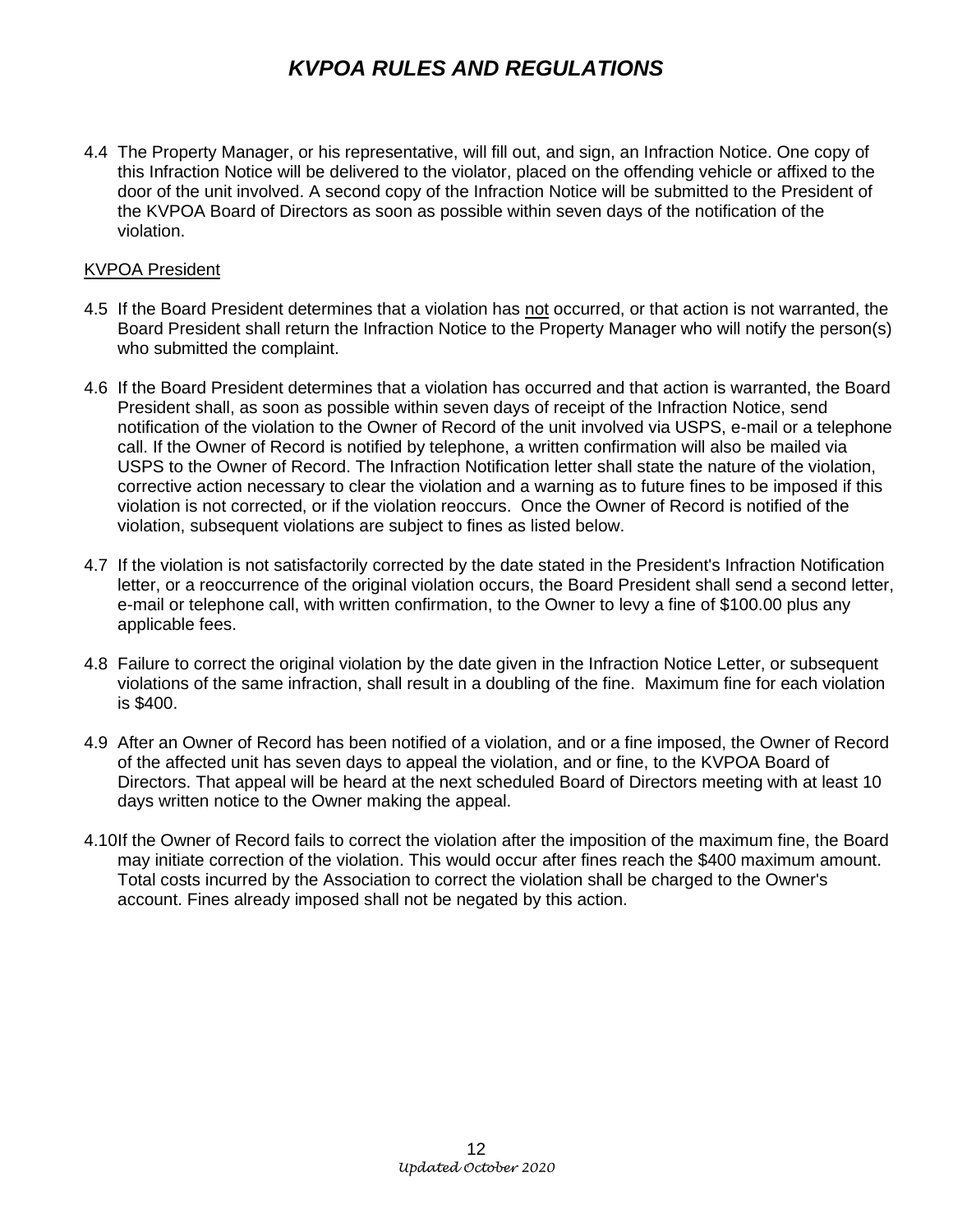4.4 The Property Manager, or his representative, will fill out, and sign, an Infraction Notice. One copy of this Infraction Notice will be delivered to the violator, placed on the offending vehicle or affixed to the door of the unit involved. A second copy of the Infraction Notice will be submitted to the President of the KVPOA Board of Directors as soon as possible within seven days of the notification of the violation.

KVPOA President

4.5 If the Board President determines that a violation has not occurred, or that action is not warranted, the Board President shall return the Infraction Notice to the Property Manager who will notify the person(s) who submitted the complaint.

4.6 If the Board President determines that a violation has occurred and that action is warranted, the Board President shall, as soon as possible within seven days of receipt of the Infraction Notice, send notification of the violation to the Owner of Record of the unit involved via USPS, e-mail or a telephone call. If the Owner of Record is notified by telephone, a written confirmation will also be mailed via USPS to the Owner of Record. The Infraction Notification letter shall state the nature of the violation, corrective action necessary to clear the violation and a warning as to future fines to be imposed if this violation is not corrected, or if the violation reoccurs. Once the Owner of Record is notified of the violation, subsequent violations are subject to fines as listed below.

4.7 If the violation is not satisfactorily corrected by the date stated in the President's Infraction Notification letter, or a reoccurrence of the original violation occurs, the Board President shall send a second letter, e-mail or telephone call, with written confirmation, to the Owner to levy a fine of $100.00 plus any applicable fees.

4.8 Failure to correct the original violation by the date given in the Infraction Notice Letter, or subsequent violations of the same infraction, shall result in a doubling of the fine. Maximum fine for each violation is $400.

4.9 After an Owner of Record has been notified of a violation, and or a fine imposed, the Owner of Record of the affected unit has seven days to appeal the violation, and or fine, to the KVPOA Board of Directors. That appeal will be heard at the next scheduled Board of Directors meeting with at least 10 days written notice to the Owner making the appeal.

4.10 If the Owner of Record fails to correct the violation after the imposition of the maximum fine, the Board may initiate correction of the violation. This would occur after fines reach the $400 maximum amount. Total costs incurred by the Association to correct the violation shall be charged to the Owner's account. Fines already imposed shall not be negated by this action.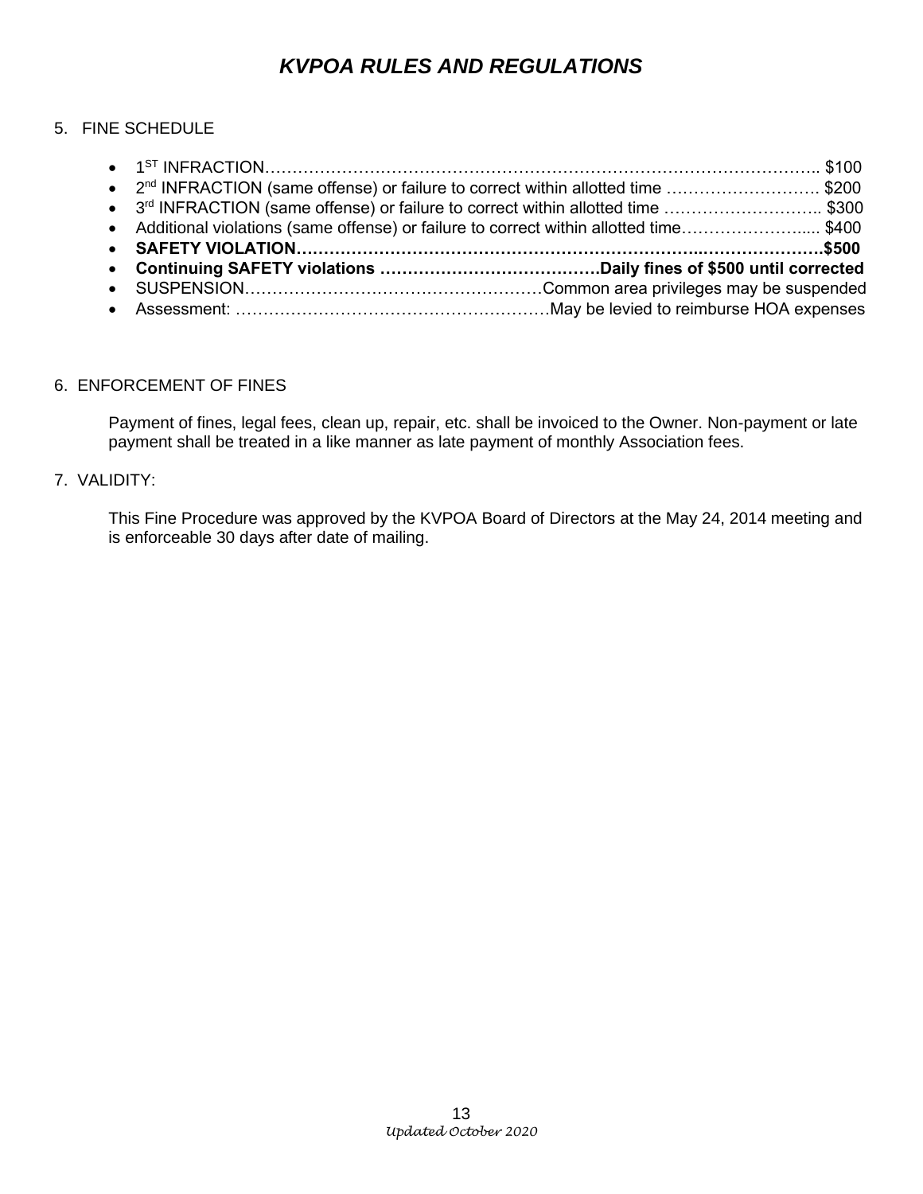5. FINE SCHEDULE

- 1ST INFRACTION……………………………………………………………………………………….. $100
- 2nd INFRACTION (same offense) or failure to correct within allotted time ………………………. $200
- 3rd INFRACTION (same offense) or failure to correct within allotted time ……………………….. $300
- Additional violations (same offense) or failure to correct within allotted time…………………..... $400
- **SAFETY VIOLATION…………………………………………………………..…………………..$500**
- **Continuing SAFETY violations ………………………………….Daily fines of $500 until corrected**
- SUSPENSION………………………………………………Common area privileges may be suspended
- Assessment: …………………………………………………May be levied to reimburse HOA expenses

6. ENFORCEMENT OF FINES

Payment of fines, legal fees, clean up, repair, etc. shall be invoiced to the Owner. Non-payment or late payment shall be treated in a like manner as late payment of monthly Association fees.

7. VALIDITY:

This Fine Procedure was approved by the KVPOA Board of Directors at the May 24, 2014 meeting and is enforceable 30 days after date of mailing.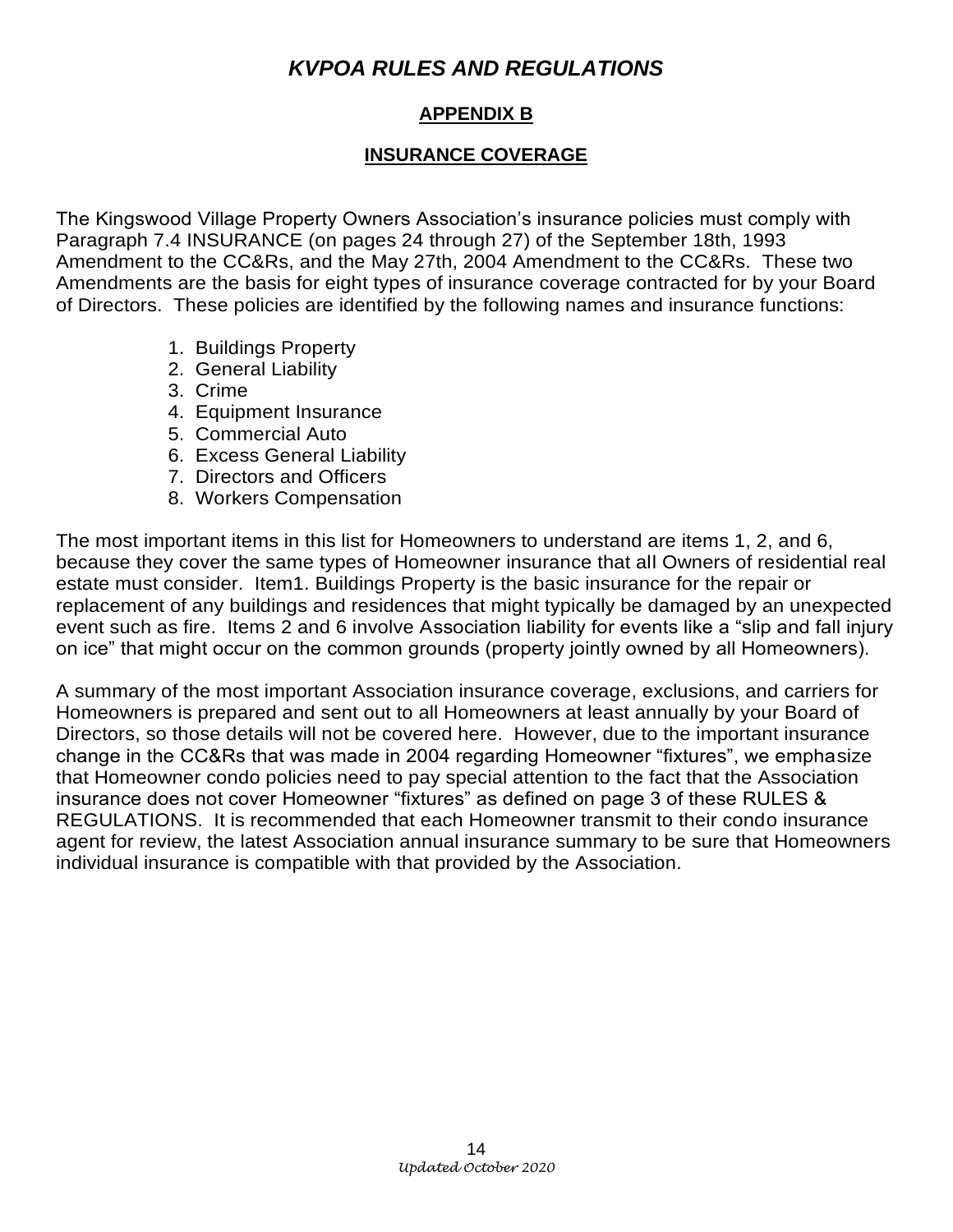# *KVPOA RULES AND REGULATIONS*

## APPENDIX B

## INSURANCE COVERAGE

The Kingswood Village Property Owners Association's insurance policies must comply with Paragraph 7.4 INSURANCE (on pages 24 through 27) of the September 18th, 1993 Amendment to the CC&Rs, and the May 27th, 2004 Amendment to the CC&Rs. These two Amendments are the basis for eight types of insurance coverage contracted for by your Board of Directors. These policies are identified by the following names and insurance functions:

1. Buildings Property
2. General Liability
3. Crime
4. Equipment Insurance
5. Commercial Auto
6. Excess General Liability
7. Directors and Officers
8. Workers Compensation

The most important items in this list for Homeowners to understand are items 1, 2, and 6, because they cover the same types of Homeowner insurance that all Owners of residential real estate must consider. Item1. Buildings Property is the basic insurance for the repair or replacement of any buildings and residences that might typically be damaged by an unexpected event such as fire. Items 2 and 6 involve Association liability for events like a "slip and fall injury on ice" that might occur on the common grounds (property jointly owned by all Homeowners).

A summary of the most important Association insurance coverage, exclusions, and carriers for Homeowners is prepared and sent out to all Homeowners at least annually by your Board of Directors, so those details will not be covered here. However, due to the important insurance change in the CC&Rs that was made in 2004 regarding Homeowner "fixtures", we emphasize that Homeowner condo policies need to pay special attention to the fact that the Association insurance does not cover Homeowner "fixtures" as defined on page 3 of these RULES & REGULATIONS. It is recommended that each Homeowner transmit to their condo insurance agent for review, the latest Association annual insurance summary to be sure that Homeowners individual insurance is compatible with that provided by the Association.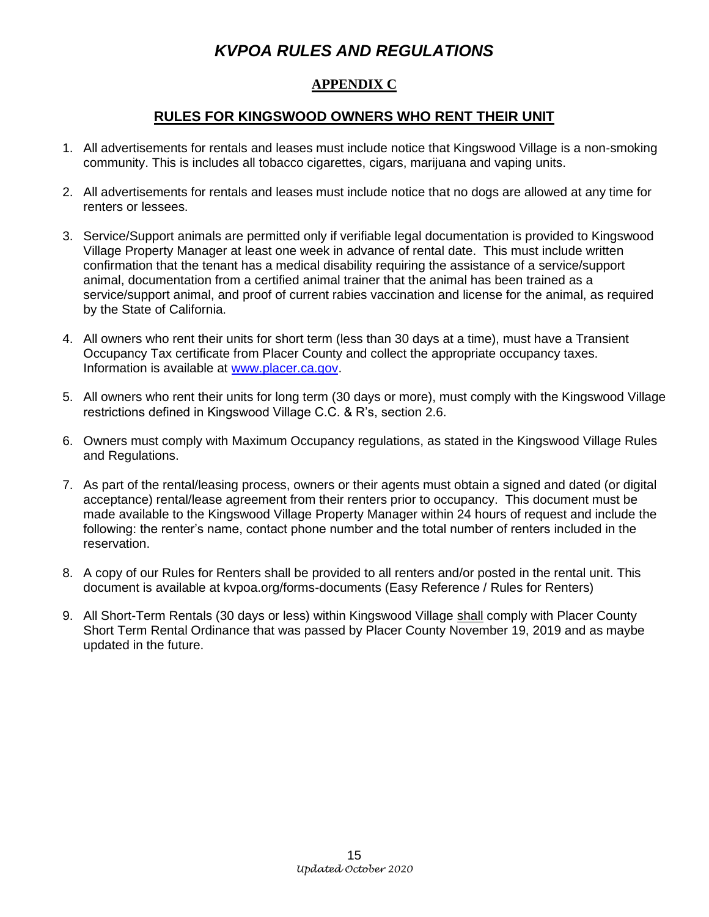# *KVPOA RULES AND REGULATIONS*

## APPENDIX C

## RULES FOR KINGSWOOD OWNERS WHO RENT THEIR UNIT

1. All advertisements for rentals and leases must include notice that Kingswood Village is a non-smoking community. This is includes all tobacco cigarettes, cigars, marijuana and vaping units.

2. All advertisements for rentals and leases must include notice that no dogs are allowed at any time for renters or lessees.

3. Service/Support animals are permitted only if verifiable legal documentation is provided to Kingswood Village Property Manager at least one week in advance of rental date. This must include written confirmation that the tenant has a medical disability requiring the assistance of a service/support animal, documentation from a certified animal trainer that the animal has been trained as a service/support animal, and proof of current rabies vaccination and license for the animal, as required by the State of California.

4. All owners who rent their units for short term (less than 30 days at a time), must have a Transient Occupancy Tax certificate from Placer County and collect the appropriate occupancy taxes. Information is available at [www.placer.ca.gov](http://www.placer.ca.gov).

5. All owners who rent their units for long term (30 days or more), must comply with the Kingswood Village restrictions defined in Kingswood Village C.C. & R's, section 2.6.

6. Owners must comply with Maximum Occupancy regulations, as stated in the Kingswood Village Rules and Regulations.

7. As part of the rental/leasing process, owners or their agents must obtain a signed and dated (or digital acceptance) rental/lease agreement from their renters prior to occupancy. This document must be made available to the Kingswood Village Property Manager within 24 hours of request and include the following: the renter's name, contact phone number and the total number of renters included in the reservation.

8. A copy of our Rules for Renters shall be provided to all renters and/or posted in the rental unit. This document is available at kvpoa.org/forms-documents (Easy Reference / Rules for Renters)

9. All Short-Term Rentals (30 days or less) within Kingswood Village shall comply with Placer County Short Term Rental Ordinance that was passed by Placer County November 19, 2019 and as maybe updated in the future.